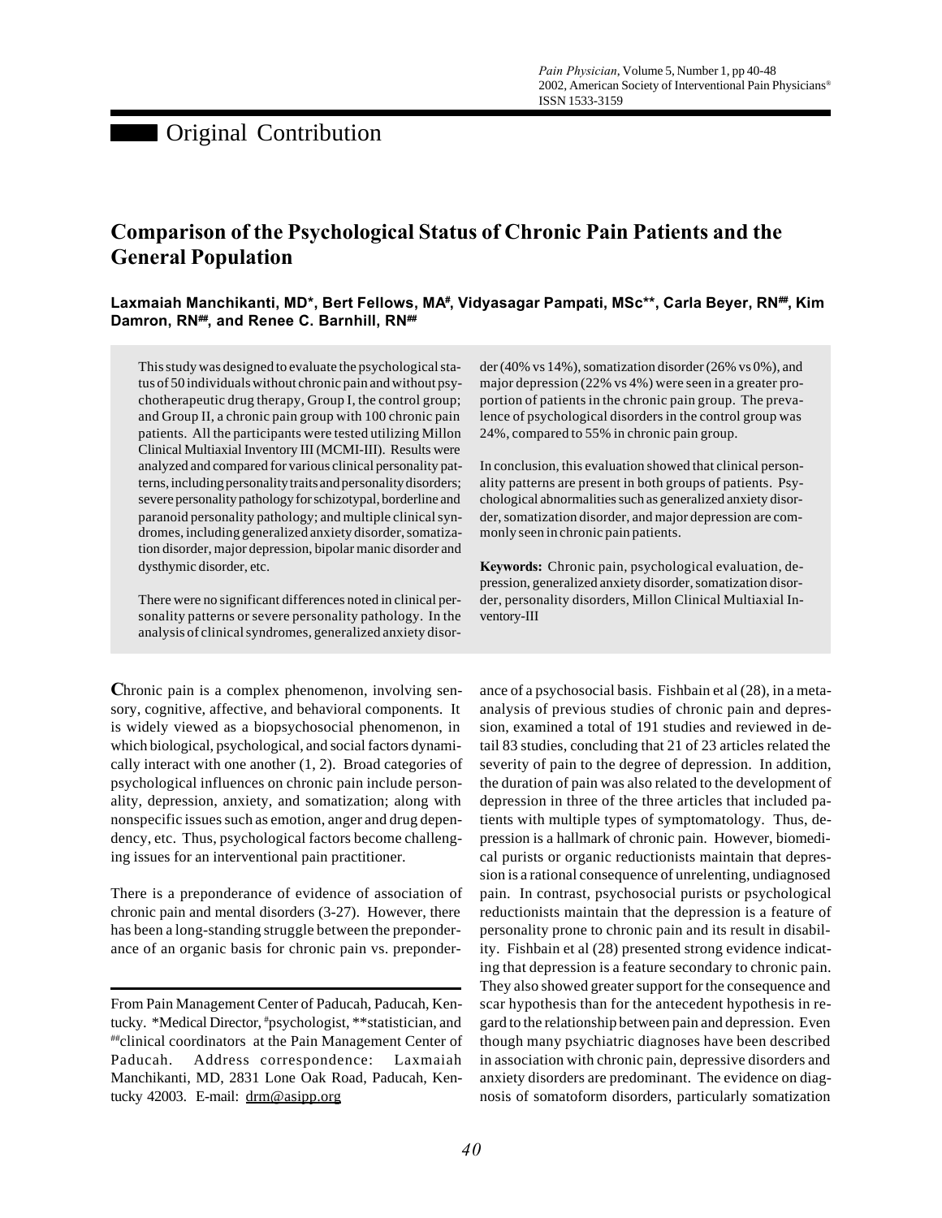## Original Contribution

# Comparison of the Psychological Status of Chronic Pain Patients and the General Population

**Laxmaiah Manchikanti, MD\*, Bert Fellows, MA[#], Vidyasagar Pampati, MSc\*\*, Carla Beyer, RN[##], Kim Damron, RN[##], and Renee C. Barnhill, RN[##]**

This study was designed to evaluate the psychological status of 50 individuals without chronic pain and without psychotherapeutic drug therapy, Group I, the control group; and Group II, a chronic pain group with 100 chronic pain patients. All the participants were tested utilizing Millon Clinical Multiaxial Inventory III (MCMI-III). Results were analyzed and compared for various clinical personality patterns, including personality traits and personality disorders; severe personality pathology for schizotypal, borderline and paranoid personality pathology; and multiple clinical syndromes, including generalized anxiety disorder, somatization disorder, major depression, bipolar manic disorder and dysthymic disorder, etc.

There were no significant differences noted in clinical personality patterns or severe personality pathology. In the analysis of clinical syndromes, generalized anxiety disorder (40% vs 14%), somatization disorder (26% vs 0%), and major depression (22% vs 4%) were seen in a greater proportion of patients in the chronic pain group. The prevalence of psychological disorders in the control group was 24%, compared to 55% in chronic pain group.

In conclusion, this evaluation showed that clinical personality patterns are present in both groups of patients. Psychological abnormalities such as generalized anxiety disorder, somatization disorder, and major depression are commonly seen in chronic pain patients.

**Keywords:** Chronic pain, psychological evaluation, depression, generalized anxiety disorder, somatization disorder, personality disorders, Millon Clinical Multiaxial Inventory-III

**C**hronic pain is a complex phenomenon, involving sensory, cognitive, affective, and behavioral components. It is widely viewed as a biopsychosocial phenomenon, in which biological, psychological, and social factors dynamically interact with one another (1, 2). Broad categories of psychological influences on chronic pain include personality, depression, anxiety, and somatization; along with nonspecific issues such as emotion, anger and drug dependency, etc. Thus, psychological factors become challenging issues for an interventional pain practitioner.

There is a preponderance of evidence of association of chronic pain and mental disorders (3-27). However, there has been a long-standing struggle between the preponderance of an organic basis for chronic pain vs. preponderance of a psychosocial basis. Fishbain et al (28), in a meta-analysis of previous studies of chronic pain and depression, examined a total of 191 studies and reviewed in detail 83 studies, concluding that 21 of 23 articles related the severity of pain to the degree of depression. In addition, the duration of pain was also related to the development of depression in three of the three articles that included patients with multiple types of symptomatology. Thus, depression is a hallmark of chronic pain. However, biomedical purists or organic reductionists maintain that depression is a rational consequence of unrelenting, undiagnosed pain. In contrast, psychosocial purists or psychological reductionists maintain that the depression is a feature of personality prone to chronic pain and its result in disability. Fishbain et al (28) presented strong evidence indicating that depression is a feature secondary to chronic pain. They also showed greater support for the consequence and scar hypothesis than for the antecedent hypothesis in regard to the relationship between pain and depression. Even though many psychiatric diagnoses have been described in association with chronic pain, depressive disorders and anxiety disorders are predominant. The evidence on diagnosis of somatoform disorders, particularly somatization

From Pain Management Center of Paducah, Paducah, Kentucky. \*Medical Director, [#]psychologist, \*\*statistician, and [##]clinical coordinators at the Pain Management Center of Paducah. Address correspondence: Laxmaiah Manchikanti, MD, 2831 Lone Oak Road, Paducah, Kentucky 42003. E-mail: drm@asipp.org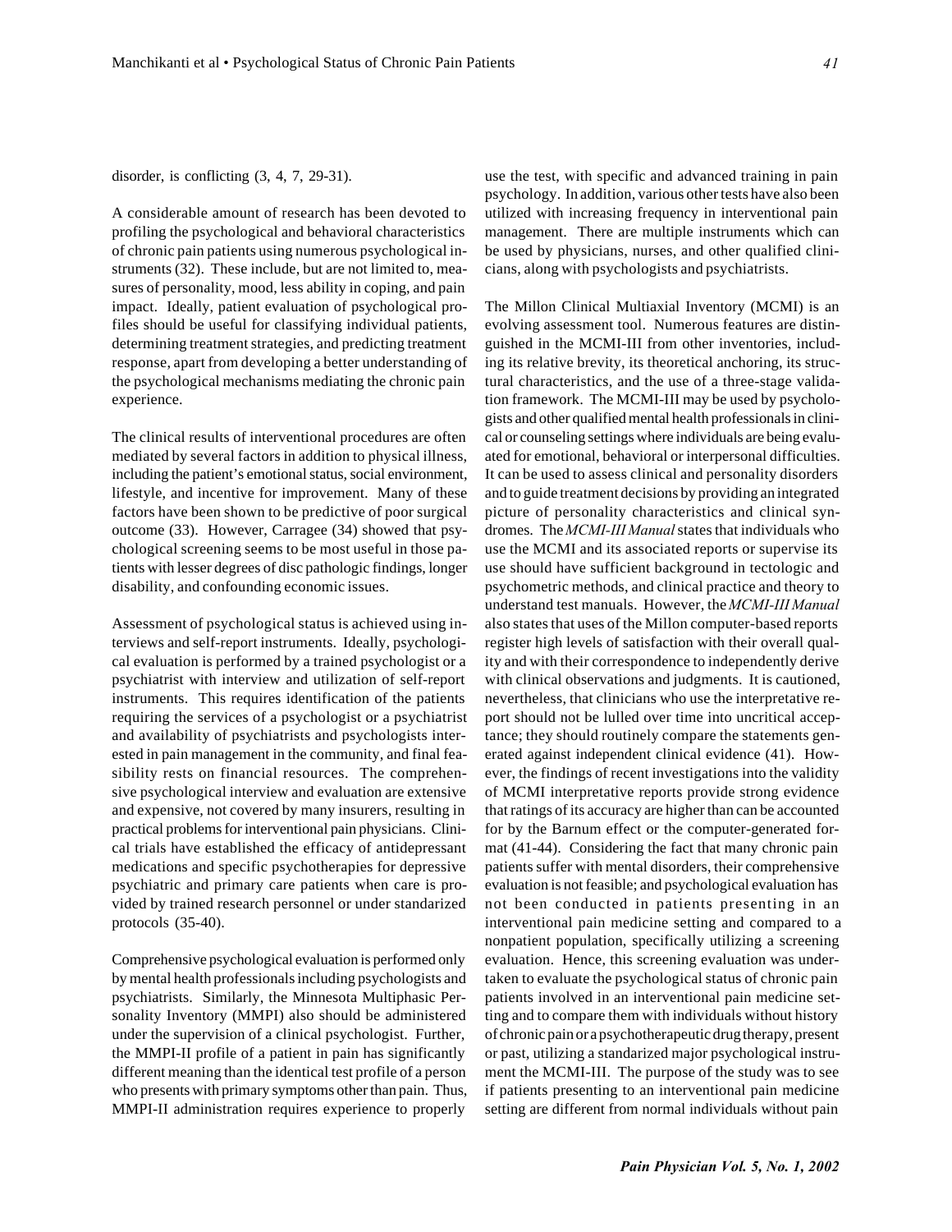disorder, is conflicting (3, 4, 7, 29-31).

A considerable amount of research has been devoted to profiling the psychological and behavioral characteristics of chronic pain patients using numerous psychological instruments (32). These include, but are not limited to, measures of personality, mood, less ability in coping, and pain impact. Ideally, patient evaluation of psychological profiles should be useful for classifying individual patients, determining treatment strategies, and predicting treatment response, apart from developing a better understanding of the psychological mechanisms mediating the chronic pain experience.

The clinical results of interventional procedures are often mediated by several factors in addition to physical illness, including the patient's emotional status, social environment, lifestyle, and incentive for improvement. Many of these factors have been shown to be predictive of poor surgical outcome (33). However, Carragee (34) showed that psychological screening seems to be most useful in those patients with lesser degrees of disc pathologic findings, longer disability, and confounding economic issues.

Assessment of psychological status is achieved using interviews and self-report instruments. Ideally, psychological evaluation is performed by a trained psychologist or a psychiatrist with interview and utilization of self-report instruments. This requires identification of the patients requiring the services of a psychologist or a psychiatrist and availability of psychiatrists and psychologists interested in pain management in the community, and final feasibility rests on financial resources. The comprehensive psychological interview and evaluation are extensive and expensive, not covered by many insurers, resulting in practical problems for interventional pain physicians. Clinical trials have established the efficacy of antidepressant medications and specific psychotherapies for depressive psychiatric and primary care patients when care is provided by trained research personnel or under standarized protocols (35-40).

Comprehensive psychological evaluation is performed only by mental health professionals including psychologists and psychiatrists. Similarly, the Minnesota Multiphasic Personality Inventory (MMPI) also should be administered under the supervision of a clinical psychologist. Further, the MMPI-II profile of a patient in pain has significantly different meaning than the identical test profile of a person who presents with primary symptoms other than pain. Thus, MMPI-II administration requires experience to properly use the test, with specific and advanced training in pain psychology. In addition, various other tests have also been utilized with increasing frequency in interventional pain management. There are multiple instruments which can be used by physicians, nurses, and other qualified clinicians, along with psychologists and psychiatrists.

The Millon Clinical Multiaxial Inventory (MCMI) is an evolving assessment tool. Numerous features are distinguished in the MCMI-III from other inventories, including its relative brevity, its theoretical anchoring, its structural characteristics, and the use of a three-stage validation framework. The MCMI-III may be used by psychologists and other qualified mental health professionals in clinical or counseling settings where individuals are being evaluated for emotional, behavioral or interpersonal difficulties. It can be used to assess clinical and personality disorders and to guide treatment decisions by providing an integrated picture of personality characteristics and clinical syndromes. The *MCMI-III Manual* states that individuals who use the MCMI and its associated reports or supervise its use should have sufficient background in tectologic and psychometric methods, and clinical practice and theory to understand test manuals. However, the *MCMI-III Manual* also states that uses of the Millon computer-based reports register high levels of satisfaction with their overall quality and with their correspondence to independently derive with clinical observations and judgments. It is cautioned, nevertheless, that clinicians who use the interpretative report should not be lulled over time into uncritical acceptance; they should routinely compare the statements generated against independent clinical evidence (41). However, the findings of recent investigations into the validity of MCMI interpretative reports provide strong evidence that ratings of its accuracy are higher than can be accounted for by the Barnum effect or the computer-generated format (41-44). Considering the fact that many chronic pain patients suffer with mental disorders, their comprehensive evaluation is not feasible; and psychological evaluation has not been conducted in patients presenting in an interventional pain medicine setting and compared to a nonpatient population, specifically utilizing a screening evaluation. Hence, this screening evaluation was undertaken to evaluate the psychological status of chronic pain patients involved in an interventional pain medicine setting and to compare them with individuals without history of chronic pain or a psychotherapeutic drug therapy, present or past, utilizing a standarized major psychological instrument the MCMI-III. The purpose of the study was to see if patients presenting to an interventional pain medicine setting are different from normal individuals without pain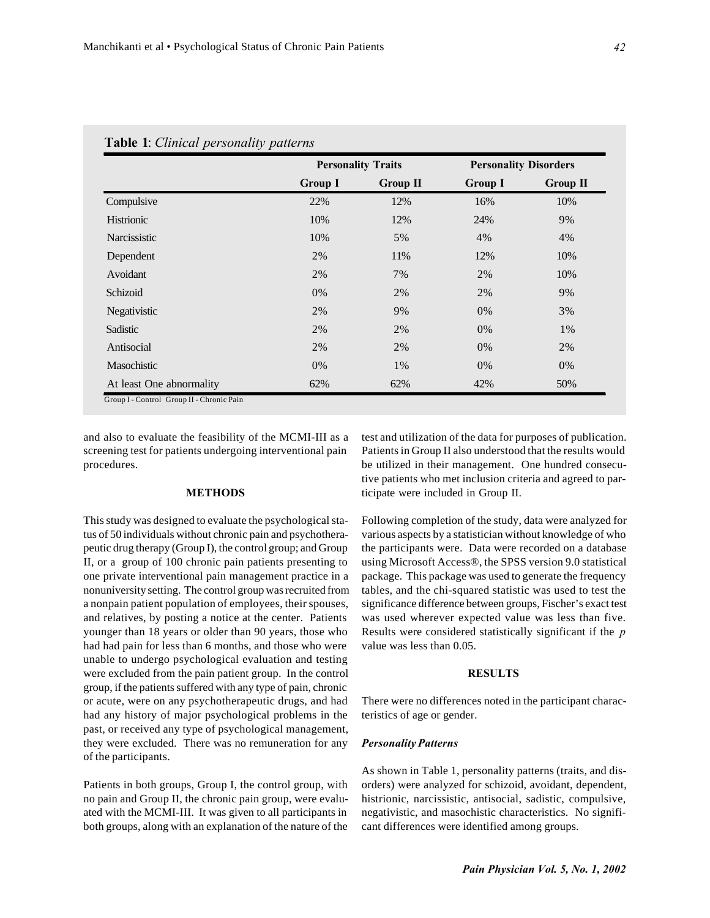**Table 1**: *Clinical personality patterns*

| | Personality Traits | | Personality Disorders | |
|---|---|---|---|---|
| | Group I | Group II | Group I | Group II |
| Compulsive | 22% | 12% | 16% | 10% |
| Histrionic | 10% | 12% | 24% | 9% |
| Narcissistic | 10% | 5% | 4% | 4% |
| Dependent | 2% | 11% | 12% | 10% |
| Avoidant | 2% | 7% | 2% | 10% |
| Schizoid | 0% | 2% | 2% | 9% |
| Negativistic | 2% | 9% | 0% | 3% |
| Sadistic | 2% | 2% | 0% | 1% |
| Antisocial | 2% | 2% | 0% | 2% |
| Masochistic | 0% | 1% | 0% | 0% |
| At least One abnormality | 62% | 62% | 42% | 50% |

Group I - Control Group II - Chronic Pain

and also to evaluate the feasibility of the MCMI-III as a screening test for patients undergoing interventional pain procedures.

## METHODS

This study was designed to evaluate the psychological status of 50 individuals without chronic pain and psychotherapeutic drug therapy (Group I), the control group; and Group II, or a group of 100 chronic pain patients presenting to one private interventional pain management practice in a nonuniversity setting. The control group was recruited from a nonpain patient population of employees, their spouses, and relatives, by posting a notice at the center. Patients younger than 18 years or older than 90 years, those who had had pain for less than 6 months, and those who were unable to undergo psychological evaluation and testing were excluded from the pain patient group. In the control group, if the patients suffered with any type of pain, chronic or acute, were on any psychotherapeutic drugs, and had had any history of major psychological problems in the past, or received any type of psychological management, they were excluded. There was no remuneration for any of the participants.

Patients in both groups, Group I, the control group, with no pain and Group II, the chronic pain group, were evaluated with the MCMI-III. It was given to all participants in both groups, along with an explanation of the nature of the test and utilization of the data for purposes of publication. Patients in Group II also understood that the results would be utilized in their management. One hundred consecutive patients who met inclusion criteria and agreed to participate were included in Group II.

Following completion of the study, data were analyzed for various aspects by a statistician without knowledge of who the participants were. Data were recorded on a database using Microsoft Access®, the SPSS version 9.0 statistical package. This package was used to generate the frequency tables, and the chi-squared statistic was used to test the significance difference between groups, Fischer's exact test was used wherever expected value was less than five. Results were considered statistically significant if the $p$ value was less than 0.05.

## RESULTS

There were no differences noted in the participant characteristics of age or gender.

### *Personality Patterns*

As shown in Table 1, personality patterns (traits, and disorders) were analyzed for schizoid, avoidant, dependent, histrionic, narcissistic, antisocial, sadistic, compulsive, negativistic, and masochistic characteristics. No significant differences were identified among groups.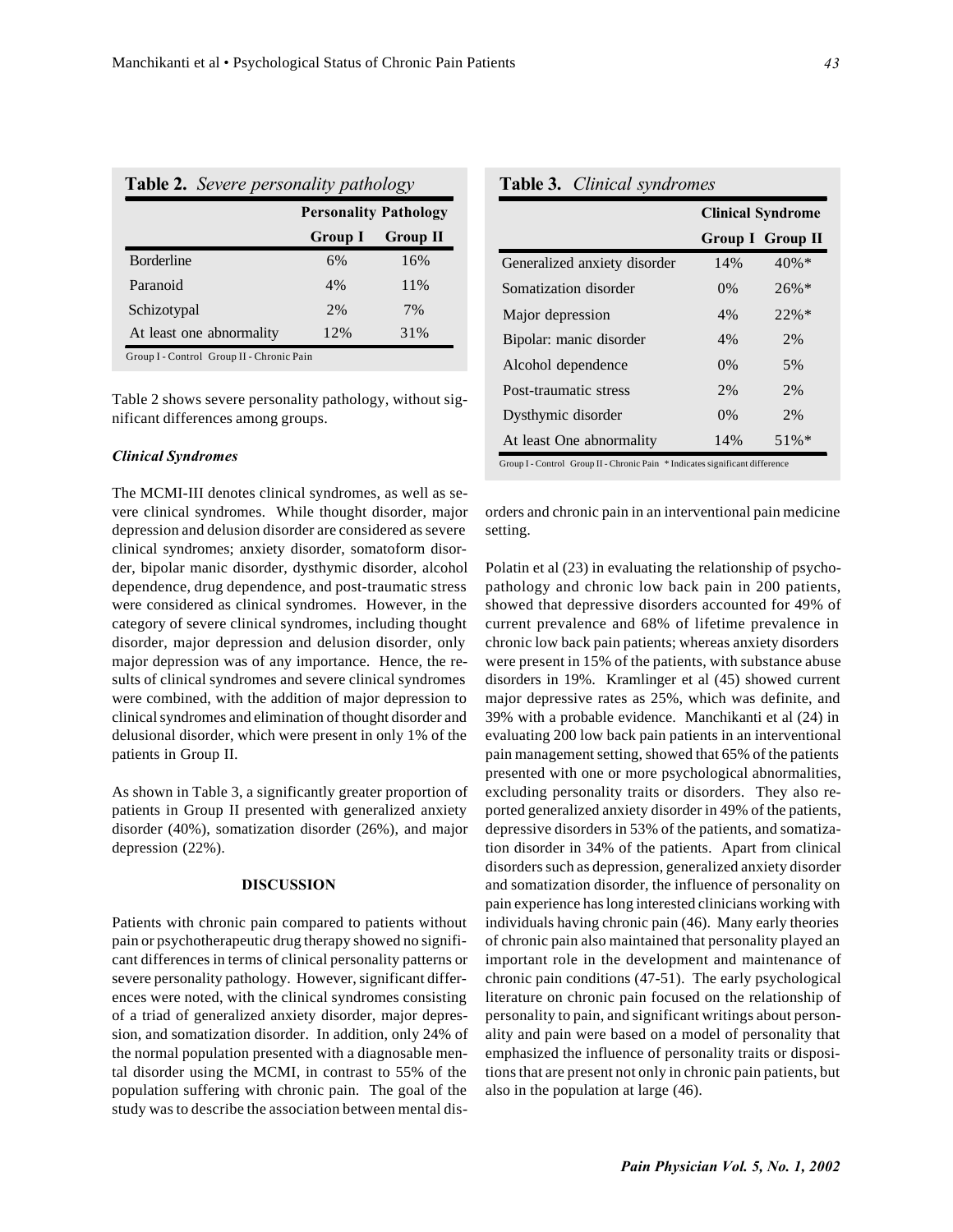**Table 2.** *Severe personality pathology*

| | Personality Pathology | |
|---|---|---|
| | Group I | Group II |
| Borderline | 6% | 16% |
| Paranoid | 4% | 11% |
| Schizotypal | 2% | 7% |
| At least one abnormality | 12% | 31% |

Group I - Control Group II - Chronic Pain

Table 2 shows severe personality pathology, without significant differences among groups.

### *Clinical Syndromes*

The MCMI-III denotes clinical syndromes, as well as severe clinical syndromes. While thought disorder, major depression and delusion disorder are considered as severe clinical syndromes; anxiety disorder, somatoform disorder, bipolar manic disorder, dysthymic disorder, alcohol dependence, drug dependence, and post-traumatic stress were considered as clinical syndromes. However, in the category of severe clinical syndromes, including thought disorder, major depression and delusion disorder, only major depression was of any importance. Hence, the results of clinical syndromes and severe clinical syndromes were combined, with the addition of major depression to clinical syndromes and elimination of thought disorder and delusional disorder, which were present in only 1% of the patients in Group II.

As shown in Table 3, a significantly greater proportion of patients in Group II presented with generalized anxiety disorder (40%), somatization disorder (26%), and major depression (22%).

**Table 3.** *Clinical syndromes*

| | Clinical Syndrome | |
|---|---|---|
| | Group I | Group II |
| Generalized anxiety disorder | 14% | 40%* |
| Somatization disorder | 0% | 26%* |
| Major depression | 4% | 22%* |
| Bipolar: manic disorder | 4% | 2% |
| Alcohol dependence | 0% | 5% |
| Post-traumatic stress | 2% | 2% |
| Dysthymic disorder | 0% | 2% |
| At least One abnormality | 14% | 51%* |

Group I - Control Group II - Chronic Pain * Indicates significant difference

## DISCUSSION

Patients with chronic pain compared to patients without pain or psychotherapeutic drug therapy showed no significant differences in terms of clinical personality patterns or severe personality pathology. However, significant differences were noted, with the clinical syndromes consisting of a triad of generalized anxiety disorder, major depression, and somatization disorder. In addition, only 24% of the normal population presented with a diagnosable mental disorder using the MCMI, in contrast to 55% of the population suffering with chronic pain. The goal of the study was to describe the association between mental disorders and chronic pain in an interventional pain medicine setting.

Polatin et al (23) in evaluating the relationship of psychopathology and chronic low back pain in 200 patients, showed that depressive disorders accounted for 49% of current prevalence and 68% of lifetime prevalence in chronic low back pain patients; whereas anxiety disorders were present in 15% of the patients, with substance abuse disorders in 19%. Kramlinger et al (45) showed current major depressive rates as 25%, which was definite, and 39% with a probable evidence. Manchikanti et al (24) in evaluating 200 low back pain patients in an interventional pain management setting, showed that 65% of the patients presented with one or more psychological abnormalities, excluding personality traits or disorders. They also reported generalized anxiety disorder in 49% of the patients, depressive disorders in 53% of the patients, and somatization disorder in 34% of the patients. Apart from clinical disorders such as depression, generalized anxiety disorder and somatization disorder, the influence of personality on pain experience has long interested clinicians working with individuals having chronic pain (46). Many early theories of chronic pain also maintained that personality played an important role in the development and maintenance of chronic pain conditions (47-51). The early psychological literature on chronic pain focused on the relationship of personality to pain, and significant writings about personality and pain were based on a model of personality that emphasized the influence of personality traits or dispositions that are present not only in chronic pain patients, but also in the population at large (46).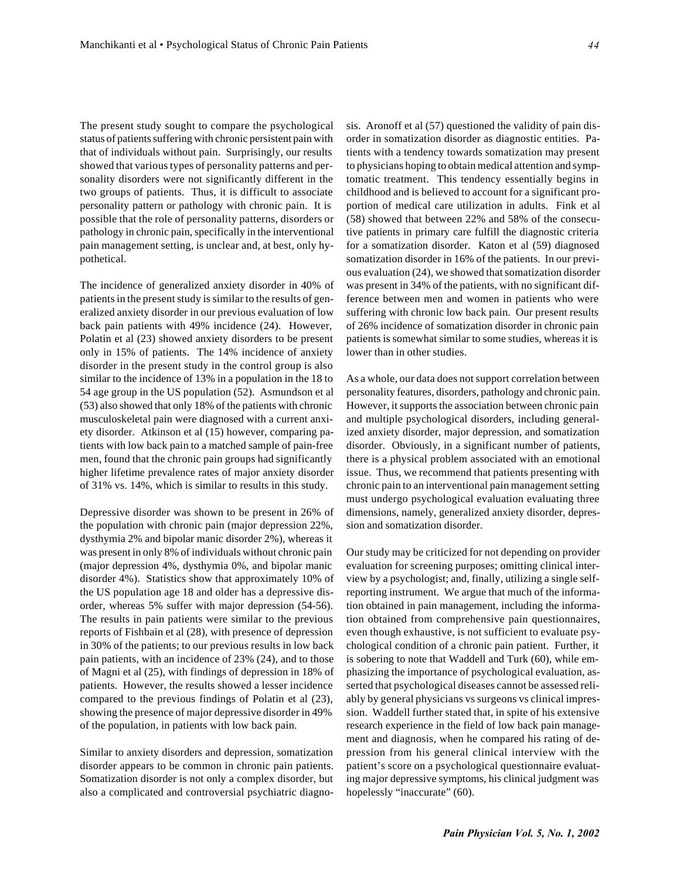The present study sought to compare the psychological status of patients suffering with chronic persistent pain with that of individuals without pain. Surprisingly, our results showed that various types of personality patterns and personality disorders were not significantly different in the two groups of patients. Thus, it is difficult to associate personality pattern or pathology with chronic pain. It is possible that the role of personality patterns, disorders or pathology in chronic pain, specifically in the interventional pain management setting, is unclear and, at best, only hypothetical.

The incidence of generalized anxiety disorder in 40% of patients in the present study is similar to the results of generalized anxiety disorder in our previous evaluation of low back pain patients with 49% incidence (24). However, Polatin et al (23) showed anxiety disorders to be present only in 15% of patients. The 14% incidence of anxiety disorder in the present study in the control group is also similar to the incidence of 13% in a population in the 18 to 54 age group in the US population (52). Asmundson et al (53) also showed that only 18% of the patients with chronic musculoskeletal pain were diagnosed with a current anxiety disorder. Atkinson et al (15) however, comparing patients with low back pain to a matched sample of pain-free men, found that the chronic pain groups had significantly higher lifetime prevalence rates of major anxiety disorder of 31% vs. 14%, which is similar to results in this study.

Depressive disorder was shown to be present in 26% of the population with chronic pain (major depression 22%, dysthymia 2% and bipolar manic disorder 2%), whereas it was present in only 8% of individuals without chronic pain (major depression 4%, dysthymia 0%, and bipolar manic disorder 4%). Statistics show that approximately 10% of the US population age 18 and older has a depressive disorder, whereas 5% suffer with major depression (54-56). The results in pain patients were similar to the previous reports of Fishbain et al (28), with presence of depression in 30% of the patients; to our previous results in low back pain patients, with an incidence of 23% (24), and to those of Magni et al (25), with findings of depression in 18% of patients. However, the results showed a lesser incidence compared to the previous findings of Polatin et al (23), showing the presence of major depressive disorder in 49% of the population, in patients with low back pain.

Similar to anxiety disorders and depression, somatization disorder appears to be common in chronic pain patients. Somatization disorder is not only a complex disorder, but also a complicated and controversial psychiatric diagnosis. Aronoff et al (57) questioned the validity of pain disorder in somatization disorder as diagnostic entities. Patients with a tendency towards somatization may present to physicians hoping to obtain medical attention and symptomatic treatment. This tendency essentially begins in childhood and is believed to account for a significant proportion of medical care utilization in adults. Fink et al (58) showed that between 22% and 58% of the consecutive patients in primary care fulfill the diagnostic criteria for a somatization disorder. Katon et al (59) diagnosed somatization disorder in 16% of the patients. In our previous evaluation (24), we showed that somatization disorder was present in 34% of the patients, with no significant difference between men and women in patients who were suffering with chronic low back pain. Our present results of 26% incidence of somatization disorder in chronic pain patients is somewhat similar to some studies, whereas it is lower than in other studies.

As a whole, our data does not support correlation between personality features, disorders, pathology and chronic pain. However, it supports the association between chronic pain and multiple psychological disorders, including generalized anxiety disorder, major depression, and somatization disorder. Obviously, in a significant number of patients, there is a physical problem associated with an emotional issue. Thus, we recommend that patients presenting with chronic pain to an interventional pain management setting must undergo psychological evaluation evaluating three dimensions, namely, generalized anxiety disorder, depression and somatization disorder.

Our study may be criticized for not depending on provider evaluation for screening purposes; omitting clinical interview by a psychologist; and, finally, utilizing a single self-reporting instrument. We argue that much of the information obtained in pain management, including the information obtained from comprehensive pain questionnaires, even though exhaustive, is not sufficient to evaluate psychological condition of a chronic pain patient. Further, it is sobering to note that Waddell and Turk (60), while emphasizing the importance of psychological evaluation, asserted that psychological diseases cannot be assessed reliably by general physicians vs surgeons vs clinical impression. Waddell further stated that, in spite of his extensive research experience in the field of low back pain management and diagnosis, when he compared his rating of depression from his general clinical interview with the patient's score on a psychological questionnaire evaluating major depressive symptoms, his clinical judgment was hopelessly "inaccurate" (60).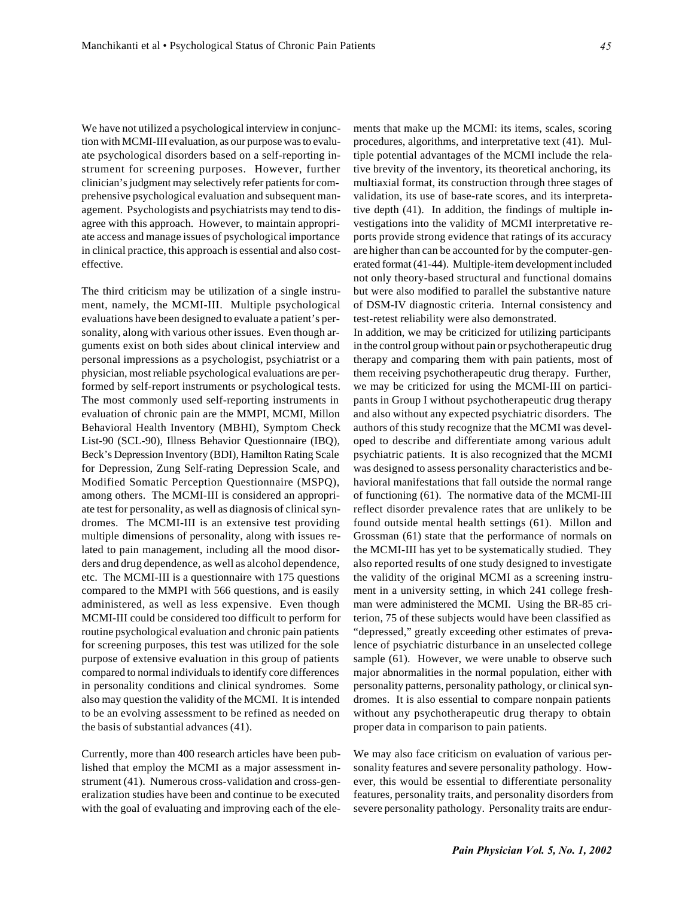We have not utilized a psychological interview in conjunction with MCMI-III evaluation, as our purpose was to evaluate psychological disorders based on a self-reporting instrument for screening purposes. However, further clinician's judgment may selectively refer patients for comprehensive psychological evaluation and subsequent management. Psychologists and psychiatrists may tend to disagree with this approach. However, to maintain appropriate access and manage issues of psychological importance in clinical practice, this approach is essential and also cost-effective.

The third criticism may be utilization of a single instrument, namely, the MCMI-III. Multiple psychological evaluations have been designed to evaluate a patient's personality, along with various other issues. Even though arguments exist on both sides about clinical interview and personal impressions as a psychologist, psychiatrist or a physician, most reliable psychological evaluations are performed by self-report instruments or psychological tests. The most commonly used self-reporting instruments in evaluation of chronic pain are the MMPI, MCMI, Millon Behavioral Health Inventory (MBHI), Symptom Check List-90 (SCL-90), Illness Behavior Questionnaire (IBQ), Beck's Depression Inventory (BDI), Hamilton Rating Scale for Depression, Zung Self-rating Depression Scale, and Modified Somatic Perception Questionnaire (MSPQ), among others. The MCMI-III is considered an appropriate test for personality, as well as diagnosis of clinical syndromes. The MCMI-III is an extensive test providing multiple dimensions of personality, along with issues related to pain management, including all the mood disorders and drug dependence, as well as alcohol dependence, etc. The MCMI-III is a questionnaire with 175 questions compared to the MMPI with 566 questions, and is easily administered, as well as less expensive. Even though MCMI-III could be considered too difficult to perform for routine psychological evaluation and chronic pain patients for screening purposes, this test was utilized for the sole purpose of extensive evaluation in this group of patients compared to normal individuals to identify core differences in personality conditions and clinical syndromes. Some also may question the validity of the MCMI. It is intended to be an evolving assessment to be refined as needed on the basis of substantial advances (41).

Currently, more than 400 research articles have been published that employ the MCMI as a major assessment instrument (41). Numerous cross-validation and cross-generalization studies have been and continue to be executed with the goal of evaluating and improving each of the elements that make up the MCMI: its items, scales, scoring procedures, algorithms, and interpretative text (41). Multiple potential advantages of the MCMI include the relative brevity of the inventory, its theoretical anchoring, its multiaxial format, its construction through three stages of validation, its use of base-rate scores, and its interpretative depth (41). In addition, the findings of multiple investigations into the validity of MCMI interpretative reports provide strong evidence that ratings of its accuracy are higher than can be accounted for by the computer-generated format (41-44). Multiple-item development included not only theory-based structural and functional domains but were also modified to parallel the substantive nature of DSM-IV diagnostic criteria. Internal consistency and test-retest reliability were also demonstrated.

In addition, we may be criticized for utilizing participants in the control group without pain or psychotherapeutic drug therapy and comparing them with pain patients, most of them receiving psychotherapeutic drug therapy. Further, we may be criticized for using the MCMI-III on participants in Group I without psychotherapeutic drug therapy and also without any expected psychiatric disorders. The authors of this study recognize that the MCMI was developed to describe and differentiate among various adult psychiatric patients. It is also recognized that the MCMI was designed to assess personality characteristics and behavioral manifestations that fall outside the normal range of functioning (61). The normative data of the MCMI-III reflect disorder prevalence rates that are unlikely to be found outside mental health settings (61). Millon and Grossman (61) state that the performance of normals on the MCMI-III has yet to be systematically studied. They also reported results of one study designed to investigate the validity of the original MCMI as a screening instrument in a university setting, in which 241 college freshman were administered the MCMI. Using the BR-85 criterion, 75 of these subjects would have been classified as "depressed," greatly exceeding other estimates of prevalence of psychiatric disturbance in an unselected college sample (61). However, we were unable to observe such major abnormalities in the normal population, either with personality patterns, personality pathology, or clinical syndromes. It is also essential to compare nonpain patients without any psychotherapeutic drug therapy to obtain proper data in comparison to pain patients.

We may also face criticism on evaluation of various personality features and severe personality pathology. However, this would be essential to differentiate personality features, personality traits, and personality disorders from severe personality pathology. Personality traits are endur-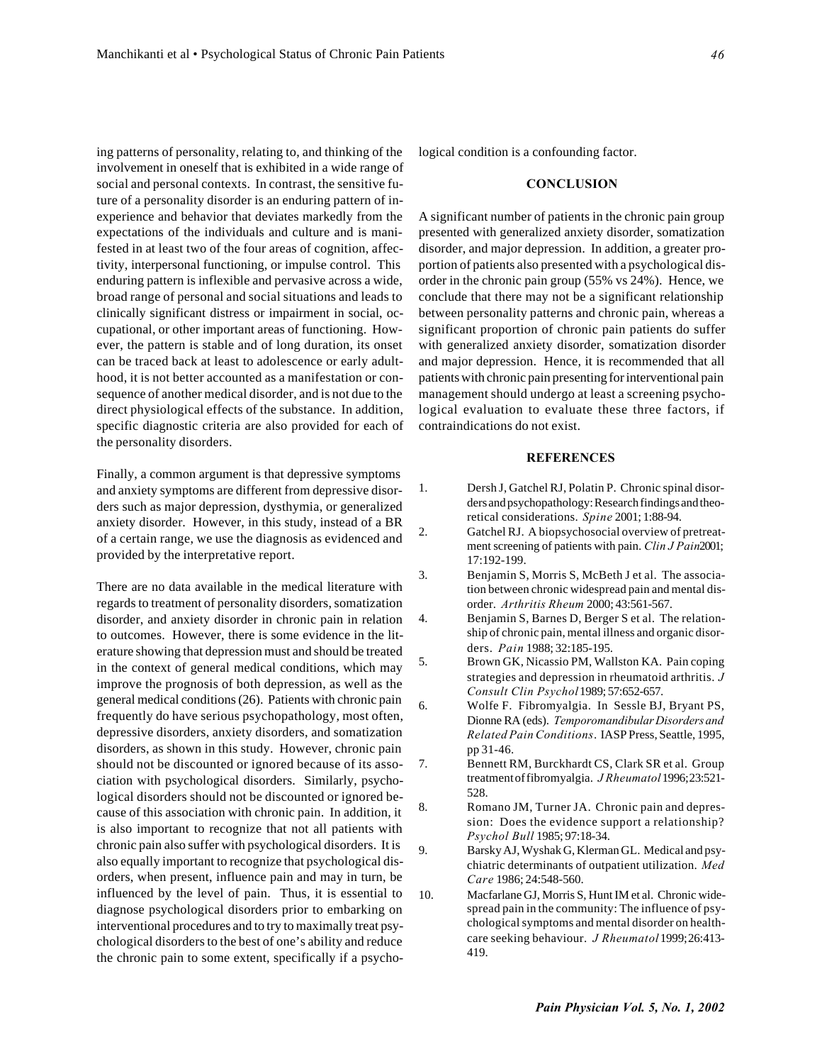ing patterns of personality, relating to, and thinking of the involvement in oneself that is exhibited in a wide range of social and personal contexts. In contrast, the sensitive future of a personality disorder is an enduring pattern of inexperience and behavior that deviates markedly from the expectations of the individuals and culture and is manifested in at least two of the four areas of cognition, affectivity, interpersonal functioning, or impulse control. This enduring pattern is inflexible and pervasive across a wide, broad range of personal and social situations and leads to clinically significant distress or impairment in social, occupational, or other important areas of functioning. However, the pattern is stable and of long duration, its onset can be traced back at least to adolescence or early adulthood, it is not better accounted as a manifestation or consequence of another medical disorder, and is not due to the direct physiological effects of the substance. In addition, specific diagnostic criteria are also provided for each of the personality disorders.

Finally, a common argument is that depressive symptoms and anxiety symptoms are different from depressive disorders such as major depression, dysthymia, or generalized anxiety disorder. However, in this study, instead of a BR of a certain range, we use the diagnosis as evidenced and provided by the interpretative report.

There are no data available in the medical literature with regards to treatment of personality disorders, somatization disorder, and anxiety disorder in chronic pain in relation to outcomes. However, there is some evidence in the literature showing that depression must and should be treated in the context of general medical conditions, which may improve the prognosis of both depression, as well as the general medical conditions (26). Patients with chronic pain frequently do have serious psychopathology, most often, depressive disorders, anxiety disorders, and somatization disorders, as shown in this study. However, chronic pain should not be discounted or ignored because of its association with psychological disorders. Similarly, psychological disorders should not be discounted or ignored because of this association with chronic pain. In addition, it is also important to recognize that not all patients with chronic pain also suffer with psychological disorders. It is also equally important to recognize that psychological disorders, when present, influence pain and may in turn, be influenced by the level of pain. Thus, it is essential to diagnose psychological disorders prior to embarking on interventional procedures and to try to maximally treat psychological disorders to the best of one's ability and reduce the chronic pain to some extent, specifically if a psychological condition is a confounding factor.

## CONCLUSION

A significant number of patients in the chronic pain group presented with generalized anxiety disorder, somatization disorder, and major depression. In addition, a greater proportion of patients also presented with a psychological disorder in the chronic pain group (55% vs 24%). Hence, we conclude that there may not be a significant relationship between personality patterns and chronic pain, whereas a significant proportion of chronic pain patients do suffer with generalized anxiety disorder, somatization disorder and major depression. Hence, it is recommended that all patients with chronic pain presenting for interventional pain management should undergo at least a screening psychological evaluation to evaluate these three factors, if contraindications do not exist.

## REFERENCES

1. Dersh J, Gatchel RJ, Polatin P. Chronic spinal disorders and psychopathology: Research findings and theoretical considerations. *Spine* 2001; 1:88-94.
2. Gatchel RJ. A biopsychosocial overview of pretreatment screening of patients with pain. *Clin J Pain* 2001; 17:192-199.
3. Benjamin S, Morris S, McBeth J et al. The association between chronic widespread pain and mental disorder. *Arthritis Rheum* 2000; 43:561-567.
4. Benjamin S, Barnes D, Berger S et al. The relationship of chronic pain, mental illness and organic disorders. *Pain* 1988; 32:185-195.
5. Brown GK, Nicassio PM, Wallston KA. Pain coping strategies and depression in rheumatoid arthritis. *J Consult Clin Psychol* 1989; 57:652-657.
6. Wolfe F. Fibromyalgia. In Sessle BJ, Bryant PS, Dionne RA (eds). *Temporomandibular Disorders and Related Pain Conditions*. IASP Press, Seattle, 1995, pp 31-46.
7. Bennett RM, Burckhardt CS, Clark SR et al. Group treatment of fibromyalgia. *J Rheumatol* 1996; 23:521-528.
8. Romano JM, Turner JA. Chronic pain and depression: Does the evidence support a relationship? *Psychol Bull* 1985; 97:18-34.
9. Barsky AJ, Wyshak G, Klerman GL. Medical and psychiatric determinants of outpatient utilization. *Med Care* 1986; 24:548-560.
10. Macfarlane GJ, Morris S, Hunt IM et al. Chronic widespread pain in the community: The influence of psychological symptoms and mental disorder on healthcare seeking behaviour. *J Rheumatol* 1999; 26:413-419.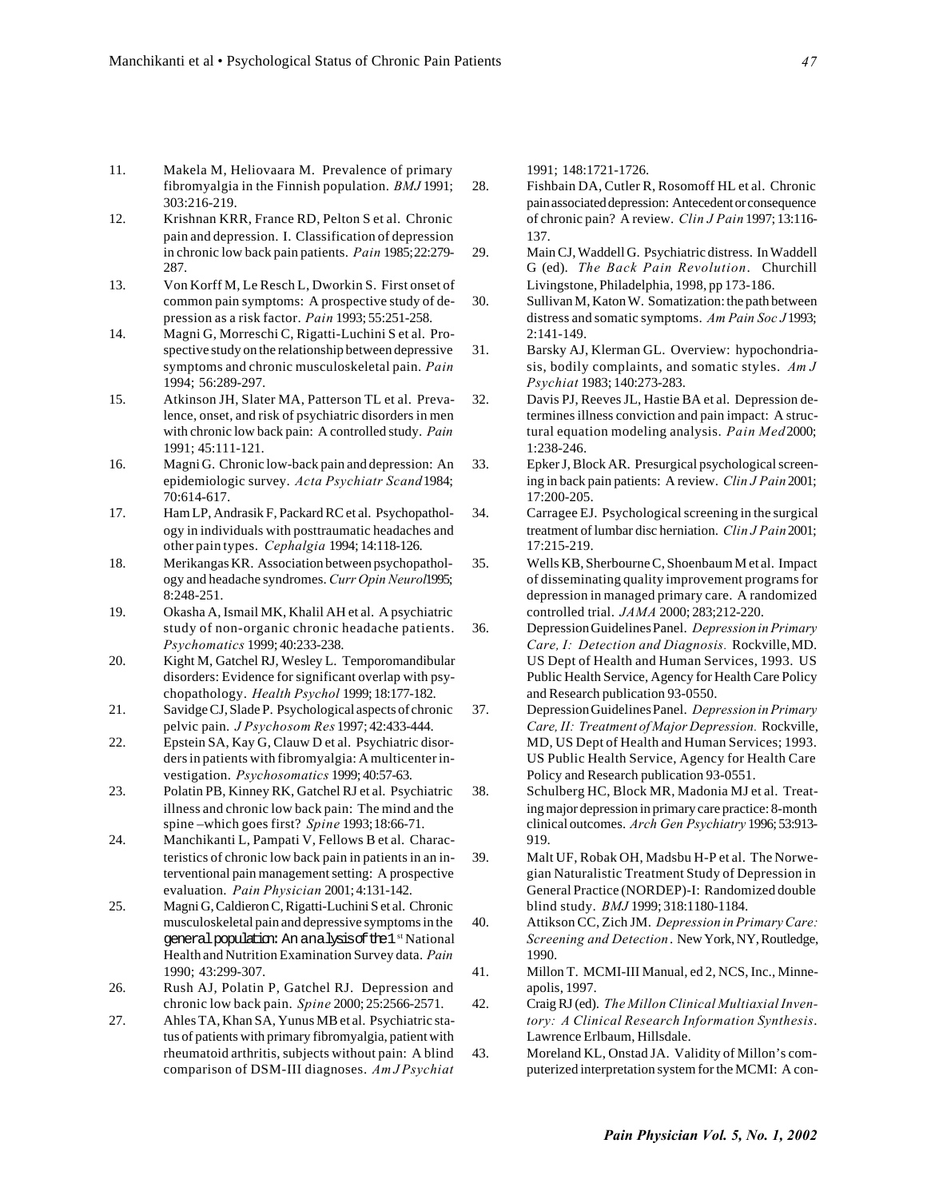11. Makela M, Heliovaara M. Prevalence of primary fibromyalgia in the Finnish population. *BMJ* 1991; 303:216-219.
12. Krishnan KRR, France RD, Pelton S et al. Chronic pain and depression. I. Classification of depression in chronic low back pain patients. *Pain* 1985;22:279-287.
13. Von Korff M, Le Resch L, Dworkin S. First onset of common pain symptoms: A prospective study of depression as a risk factor. *Pain* 1993; 55:251-258.
14. Magni G, Morreschi C, Rigatti-Luchini S et al. Prospective study on the relationship between depressive symptoms and chronic musculoskeletal pain. *Pain* 1994; 56:289-297.
15. Atkinson JH, Slater MA, Patterson TL et al. Prevalence, onset, and risk of psychiatric disorders in men with chronic low back pain: A controlled study. *Pain* 1991; 45:111-121.
16. Magni G. Chronic low-back pain and depression: An epidemiologic survey. *Acta Psychiatr Scand* 1984; 70:614-617.
17. Ham LP, Andrasik F, Packard RC et al. Psychopathology in individuals with posttraumatic headaches and other pain types. *Cephalgia* 1994; 14:118-126.
18. Merikangas KR. Association between psychopathology and headache syndromes. *Curr Opin Neurol* 1995; 8:248-251.
19. Okasha A, Ismail MK, Khalil AH et al. A psychiatric study of non-organic chronic headache patients. *Psychomatics* 1999; 40:233-238.
20. Kight M, Gatchel RJ, Wesley L. Temporomandibular disorders: Evidence for significant overlap with psychopathology. *Health Psychol* 1999; 18:177-182.
21. Savidge CJ, Slade P. Psychological aspects of chronic pelvic pain. *J Psychosom Res* 1997; 42:433-444.
22. Epstein SA, Kay G, Clauw D et al. Psychiatric disorders in patients with fibromyalgia: A multicenter investigation. *Psychosomatics* 1999; 40:57-63.
23. Polatin PB, Kinney RK, Gatchel RJ et al. Psychiatric illness and chronic low back pain: The mind and the spine –which goes first? *Spine* 1993; 18:66-71.
24. Manchikanti L, Pampati V, Fellows B et al. Characteristics of chronic low back pain in patients in an interventional pain management setting: A prospective evaluation. *Pain Physician* 2001; 4:131-142.
25. Magni G, Caldieron C, Rigatti-Luchini S et al. Chronic musculoskeletal pain and depressive symptoms in the general population: An analysis of the 1st National Health and Nutrition Examination Survey data. *Pain* 1990; 43:299-307.
26. Rush AJ, Polatin P, Gatchel RJ. Depression and chronic low back pain. *Spine* 2000; 25:2566-2571.
27. Ahles TA, Khan SA, Yunus MB et al. Psychiatric status of patients with primary fibromyalgia, patient with rheumatoid arthritis, subjects without pain: A blind comparison of DSM-III diagnoses. *Am J Psychiat* 1991; 148:1721-1726.
28. Fishbain DA, Cutler R, Rosomoff HL et al. Chronic pain associated depression: Antecedent or consequence of chronic pain? A review. *Clin J Pain* 1997; 13:116-137.
29. Main CJ, Waddell G. Psychiatric distress. In Waddell G (ed). *The Back Pain Revolution*. Churchill Livingstone, Philadelphia, 1998, pp 173-186.
30. Sullivan M, Katon W. Somatization: the path between distress and somatic symptoms. *Am Pain Soc J* 1993; 2:141-149.
31. Barsky AJ, Klerman GL. Overview: hypochondriasis, bodily complaints, and somatic styles. *Am J Psychiat* 1983; 140:273-283.
32. Davis PJ, Reeves JL, Hastie BA et al. Depression determines illness conviction and pain impact: A structural equation modeling analysis. *Pain Med* 2000; 1:238-246.
33. Epker J, Block AR. Presurgical psychological screening in back pain patients: A review. *Clin J Pain* 2001; 17:200-205.
34. Carragee EJ. Psychological screening in the surgical treatment of lumbar disc herniation. *Clin J Pain* 2001; 17:215-219.
35. Wells KB, Sherbourne C, Shoenbaum M et al. Impact of disseminating quality improvement programs for depression in managed primary care. A randomized controlled trial. *JAMA* 2000; 283;212-220.
36. Depression Guidelines Panel. *Depression in Primary Care, I: Detection and Diagnosis.* Rockville, MD. US Dept of Health and Human Services, 1993. US Public Health Service, Agency for Health Care Policy and Research publication 93-0550.
37. Depression Guidelines Panel. *Depression in Primary Care, II: Treatment of Major Depression.* Rockville, MD, US Dept of Health and Human Services; 1993. US Public Health Service, Agency for Health Care Policy and Research publication 93-0551.
38. Schulberg HC, Block MR, Madonia MJ et al. Treating major depression in primary care practice: 8-month clinical outcomes. *Arch Gen Psychiatry* 1996; 53:913-919.
39. Malt UF, Robak OH, Madsbu H-P et al. The Norwegian Naturalistic Treatment Study of Depression in General Practice (NORDEP)-I: Randomized double blind study. *BMJ* 1999; 318:1180-1184.
40. Attikson CC, Zich JM. *Depression in Primary Care: Screening and Detection*. New York, NY, Routledge, 1990.
41. Millon T. MCMI-III Manual, ed 2, NCS, Inc., Minneapolis, 1997.
42. Craig RJ (ed). *The Millon Clinical Multiaxial Inventory: A Clinical Research Information Synthesis*. Lawrence Erlbaum, Hillsdale.
43. Moreland KL, Onstad JA. Validity of Millon's computerized interpretation system for the MCMI: A con-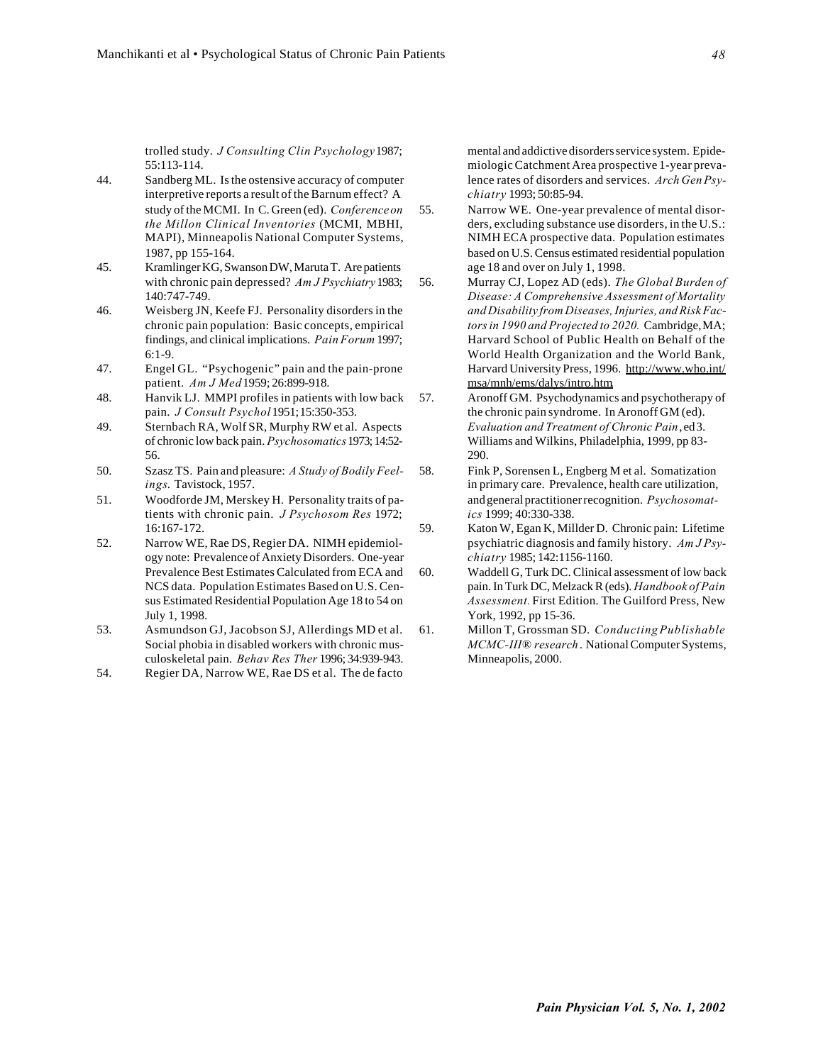trolled study. *J Consulting Clin Psychology* 1987; 55:113-114.

44. Sandberg ML. Is the ostensive accuracy of computer interpretive reports a result of the Barnum effect? A study of the MCMI. In C. Green (ed). *Conference on the Millon Clinical Inventories* (MCMI, MBHI, MAPI), Minneapolis National Computer Systems, 1987, pp 155-164.
45. Kramlinger KG, Swanson DW, Maruta T. Are patients with chronic pain depressed? *Am J Psychiatry* 1983; 140:747-749.
46. Weisberg JN, Keefe FJ. Personality disorders in the chronic pain population: Basic concepts, empirical findings, and clinical implications. *Pain Forum* 1997; 6:1-9.
47. Engel GL. "Psychogenic" pain and the pain-prone patient. *Am J Med* 1959; 26:899-918.
48. Hanvik LJ. MMPI profiles in patients with low back pain. *J Consult Psychol* 1951; 15:350-353.
49. Sternbach RA, Wolf SR, Murphy RW et al. Aspects of chronic low back pain. *Psychosomatics* 1973; 14:52-56.
50. Szasz TS. Pain and pleasure: *A Study of Bodily Feelings.* Tavistock, 1957.
51. Woodforde JM, Merskey H. Personality traits of patients with chronic pain. *J Psychosom Res* 1972; 16:167-172.
52. Narrow WE, Rae DS, Regier DA. NIMH epidemiology note: Prevalence of Anxiety Disorders. One-year Prevalence Best Estimates Calculated from ECA and NCS data. Population Estimates Based on U.S. Census Estimated Residential Population Age 18 to 54 on July 1, 1998.
53. Asmundson GJ, Jacobson SJ, Allerdings MD et al. Social phobia in disabled workers with chronic musculoskeletal pain. *Behav Res Ther* 1996; 34:939-943.
54. Regier DA, Narrow WE, Rae DS et al. The de facto mental and addictive disorders service system. Epidemiologic Catchment Area prospective 1-year prevalence rates of disorders and services. *Arch Gen Psychiatry* 1993; 50:85-94.
55. Narrow WE. One-year prevalence of mental disorders, excluding substance use disorders, in the U.S.: NIMH ECA prospective data. Population estimates based on U.S. Census estimated residential population age 18 and over on July 1, 1998.
56. Murray CJ, Lopez AD (eds). *The Global Burden of Disease: A Comprehensive Assessment of Mortality and Disability from Diseases, Injuries, and Risk Factors in 1990 and Projected to 2020.* Cambridge, MA; Harvard School of Public Health on Behalf of the World Health Organization and the World Bank, Harvard University Press, 1996. http://www.who.int/msa/mnh/ems/dalys/intro.htm
57. Aronoff GM. Psychodynamics and psychotherapy of the chronic pain syndrome. In Aronoff GM (ed). *Evaluation and Treatment of Chronic Pain*, ed 3. Williams and Wilkins, Philadelphia, 1999, pp 83-290.
58. Fink P, Sorensen L, Engberg M et al. Somatization in primary care. Prevalence, health care utilization, and general practitioner recognition. *Psychosomatics* 1999; 40:330-338.
59. Katon W, Egan K, Millder D. Chronic pain: Lifetime psychiatric diagnosis and family history. *Am J Psychiatry* 1985; 142:1156-1160.
60. Waddell G, Turk DC. Clinical assessment of low back pain. In Turk DC, Melzack R (eds). *Handbook of Pain Assessment.* First Edition. The Guilford Press, New York, 1992, pp 15-36.
61. Millon T, Grossman SD. *Conducting Publishable MCMC-III® research*. National Computer Systems, Minneapolis, 2000.